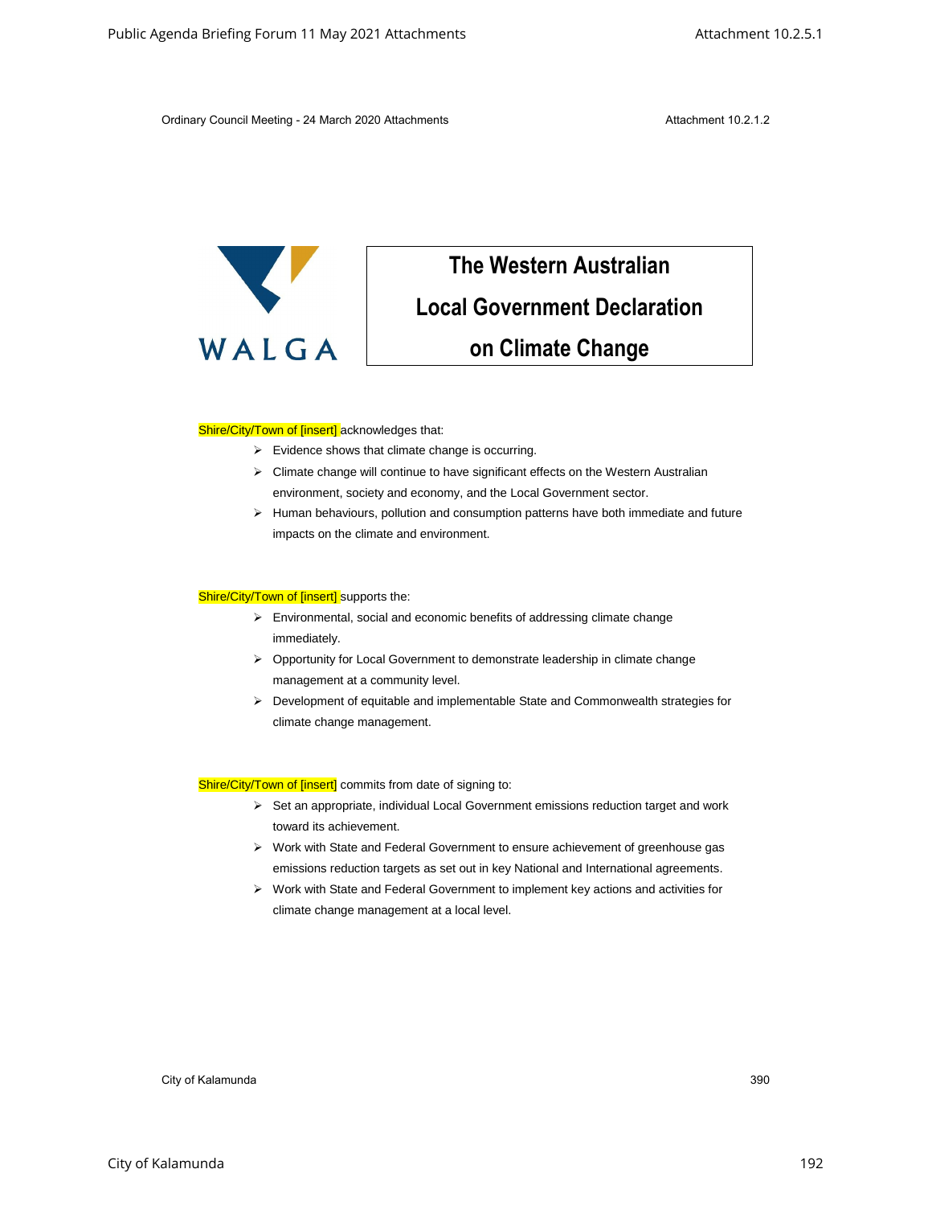# The Western Australian Local Government Declaration on Climate Change

Shire/City/Town of [insert] acknowledges that:

- Evidence shows that climate change is occurring.
- Climate change will continue to have significant effects on the Western Australian environment, society and economy, and the Local Government sector.
- Human behaviours, pollution and consumption patterns have both immediate and future impacts on the climate and environment.

Shire/City/Town of [insert] supports the:

- Environmental, social and economic benefits of addressing climate change immediately.
- Opportunity for Local Government to demonstrate leadership in climate change management at a community level.
- Development of equitable and implementable State and Commonwealth strategies for climate change management.

Shire/City/Town of [insert] commits from date of signing to:

- Set an appropriate, individual Local Government emissions reduction target and work toward its achievement.
- Work with State and Federal Government to ensure achievement of greenhouse gas emissions reduction targets as set out in key National and International agreements.
- Work with State and Federal Government to implement key actions and activities for climate change management at a local level.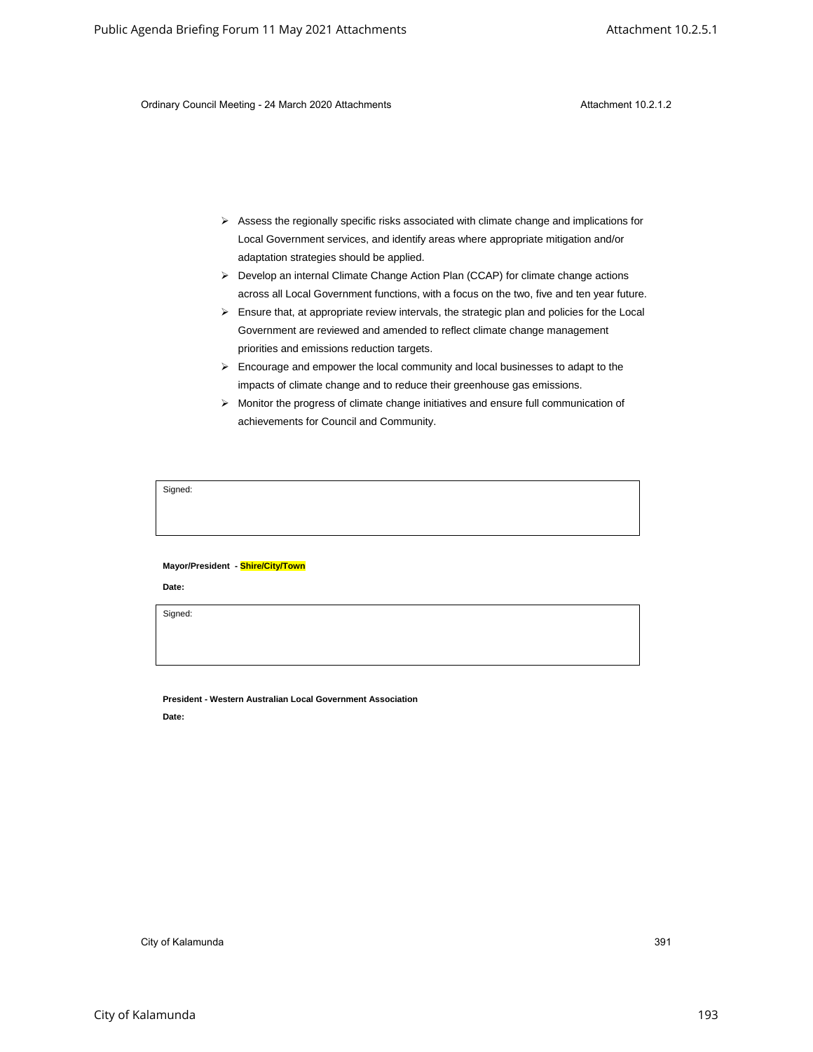- Assess the regionally specific risks associated with climate change and implications for Local Government services, and identify areas where appropriate mitigation and/or adaptation strategies should be applied.
- Develop an internal Climate Change Action Plan (CCAP) for climate change actions across all Local Government functions, with a focus on the two, five and ten year future.
- Ensure that, at appropriate review intervals, the strategic plan and policies for the Local Government are reviewed and amended to reflect climate change management priorities and emissions reduction targets.
- Encourage and empower the local community and local businesses to adapt to the impacts of climate change and to reduce their greenhouse gas emissions.
- Monitor the progress of climate change initiatives and ensure full communication of achievements for Council and Community.

| Signed: |
| --- |
| |

**Mayor/President - Shire/City/Town**

**Date:**

| Signed: |
| --- |
| |

**President - Western Australian Local Government Association**

**Date:**